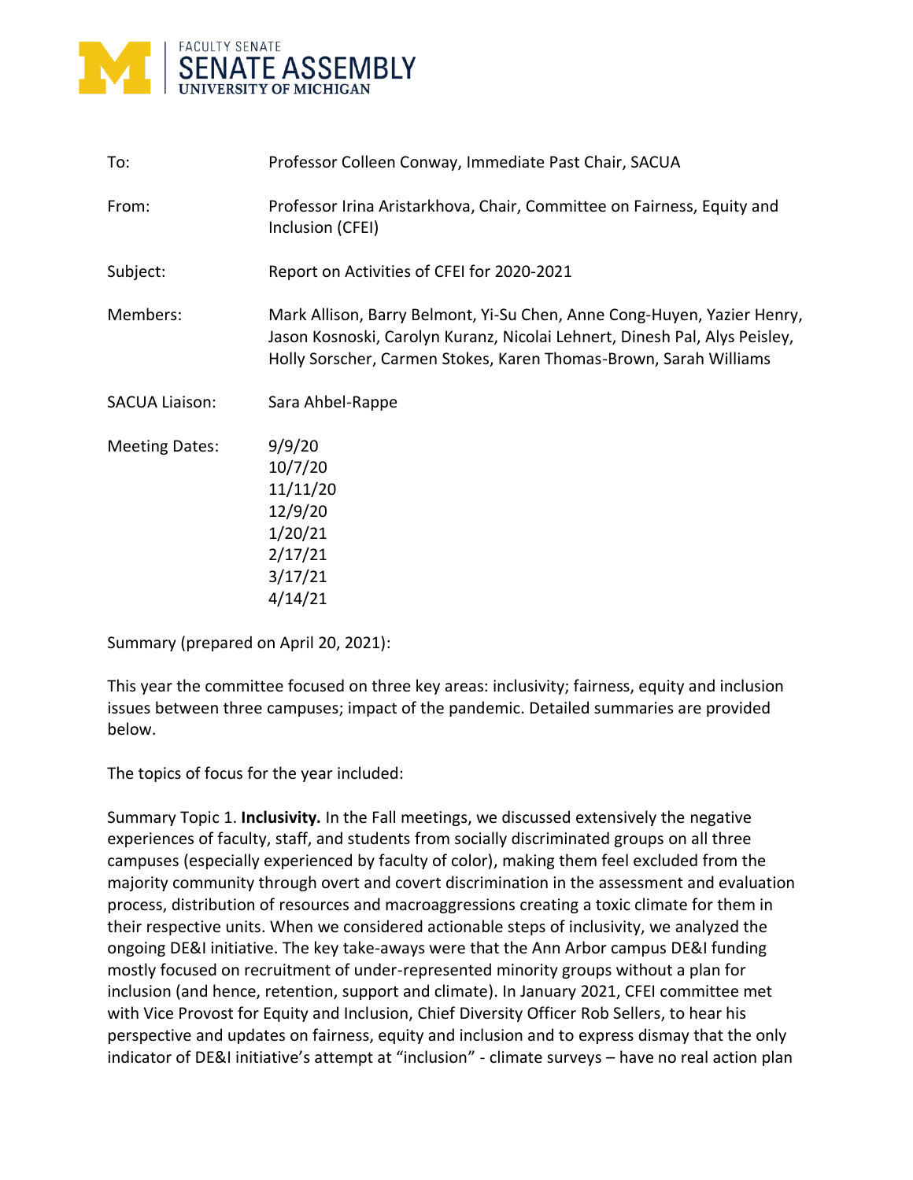FACULTY SENATE
**SENATE ASSEMBLY**
UNIVERSITY OF MICHIGAN

| | |
|---|---|
| To: | Professor Colleen Conway, Immediate Past Chair, SACUA |
| From: | Professor Irina Aristarkhova, Chair, Committee on Fairness, Equity and Inclusion (CFEI) |
| Subject: | Report on Activities of CFEI for 2020-2021 |
| Members: | Mark Allison, Barry Belmont, Yi-Su Chen, Anne Cong-Huyen, Yazier Henry, Jason Kosnoski, Carolyn Kuranz, Nicolai Lehnert, Dinesh Pal, Alys Peisley, Holly Sorscher, Carmen Stokes, Karen Thomas-Brown, Sarah Williams |
| SACUA Liaison: | Sara Ahbel-Rappe |
| Meeting Dates: | 9/9/20<br>10/7/20<br>11/11/20<br>12/9/20<br>1/20/21<br>2/17/21<br>3/17/21<br>4/14/21 |

Summary (prepared on April 20, 2021):

This year the committee focused on three key areas: inclusivity; fairness, equity and inclusion issues between three campuses; impact of the pandemic. Detailed summaries are provided below.

The topics of focus for the year included:

Summary Topic 1. **Inclusivity.** In the Fall meetings, we discussed extensively the negative experiences of faculty, staff, and students from socially discriminated groups on all three campuses (especially experienced by faculty of color), making them feel excluded from the majority community through overt and covert discrimination in the assessment and evaluation process, distribution of resources and macroaggressions creating a toxic climate for them in their respective units. When we considered actionable steps of inclusivity, we analyzed the ongoing DE&I initiative. The key take-aways were that the Ann Arbor campus DE&I funding mostly focused on recruitment of under-represented minority groups without a plan for inclusion (and hence, retention, support and climate). In January 2021, CFEI committee met with Vice Provost for Equity and Inclusion, Chief Diversity Officer Rob Sellers, to hear his perspective and updates on fairness, equity and inclusion and to express dismay that the only indicator of DE&I initiative's attempt at "inclusion" - climate surveys – have no real action plan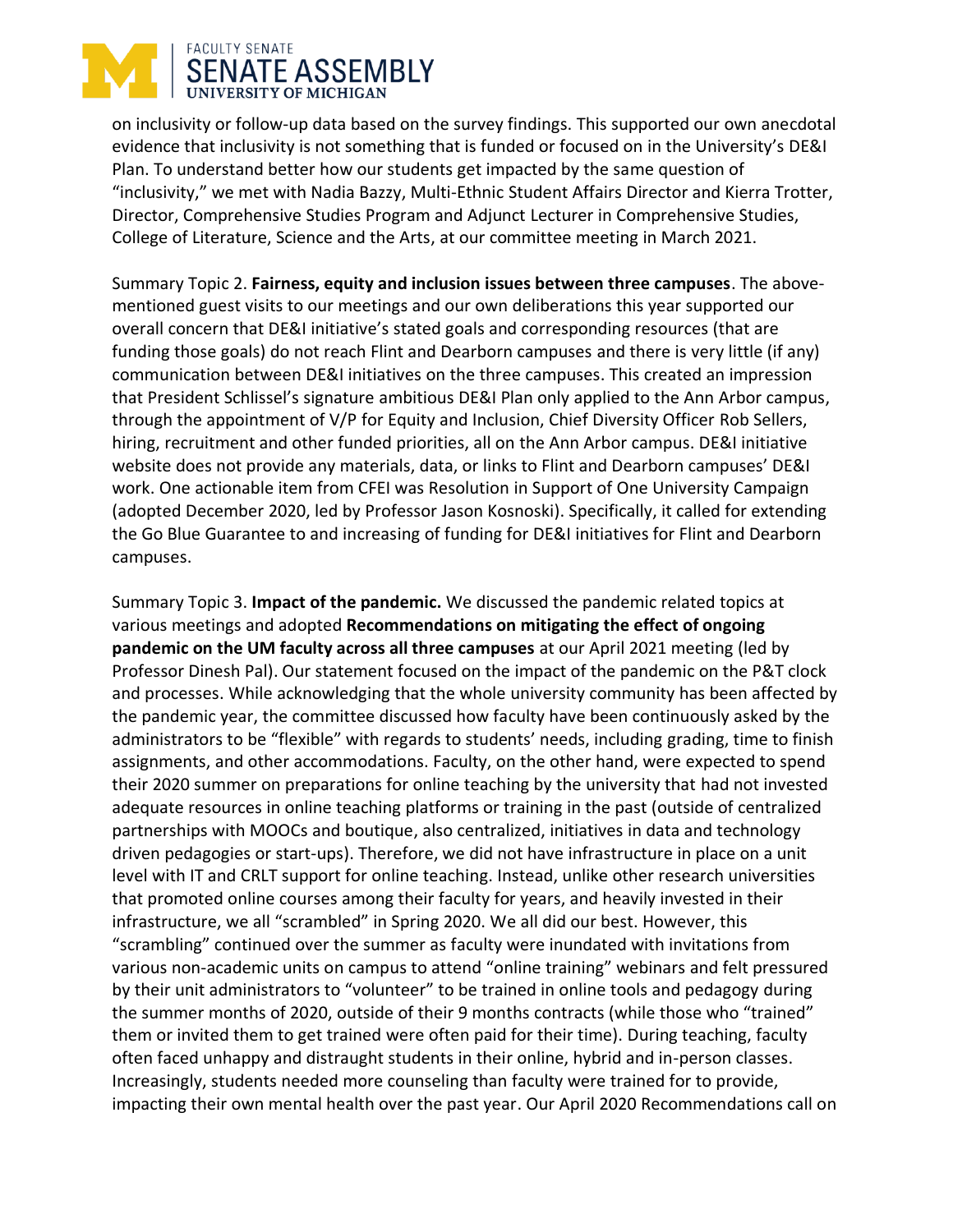on inclusivity or follow-up data based on the survey findings. This supported our own anecdotal evidence that inclusivity is not something that is funded or focused on in the University's DE&I Plan. To understand better how our students get impacted by the same question of "inclusivity," we met with Nadia Bazzy, Multi-Ethnic Student Affairs Director and Kierra Trotter, Director, Comprehensive Studies Program and Adjunct Lecturer in Comprehensive Studies, College of Literature, Science and the Arts, at our committee meeting in March 2021.

Summary Topic 2. **Fairness, equity and inclusion issues between three campuses**. The above-mentioned guest visits to our meetings and our own deliberations this year supported our overall concern that DE&I initiative's stated goals and corresponding resources (that are funding those goals) do not reach Flint and Dearborn campuses and there is very little (if any) communication between DE&I initiatives on the three campuses. This created an impression that President Schlissel's signature ambitious DE&I Plan only applied to the Ann Arbor campus, through the appointment of V/P for Equity and Inclusion, Chief Diversity Officer Rob Sellers, hiring, recruitment and other funded priorities, all on the Ann Arbor campus. DE&I initiative website does not provide any materials, data, or links to Flint and Dearborn campuses' DE&I work. One actionable item from CFEI was Resolution in Support of One University Campaign (adopted December 2020, led by Professor Jason Kosnoski). Specifically, it called for extending the Go Blue Guarantee to and increasing of funding for DE&I initiatives for Flint and Dearborn campuses.

Summary Topic 3. **Impact of the pandemic.** We discussed the pandemic related topics at various meetings and adopted **Recommendations on mitigating the effect of ongoing pandemic on the UM faculty across all three campuses** at our April 2021 meeting (led by Professor Dinesh Pal). Our statement focused on the impact of the pandemic on the P&T clock and processes. While acknowledging that the whole university community has been affected by the pandemic year, the committee discussed how faculty have been continuously asked by the administrators to be "flexible" with regards to students' needs, including grading, time to finish assignments, and other accommodations. Faculty, on the other hand, were expected to spend their 2020 summer on preparations for online teaching by the university that had not invested adequate resources in online teaching platforms or training in the past (outside of centralized partnerships with MOOCs and boutique, also centralized, initiatives in data and technology driven pedagogies or start-ups). Therefore, we did not have infrastructure in place on a unit level with IT and CRLT support for online teaching. Instead, unlike other research universities that promoted online courses among their faculty for years, and heavily invested in their infrastructure, we all "scrambled" in Spring 2020. We all did our best. However, this "scrambling" continued over the summer as faculty were inundated with invitations from various non-academic units on campus to attend "online training" webinars and felt pressured by their unit administrators to "volunteer" to be trained in online tools and pedagogy during the summer months of 2020, outside of their 9 months contracts (while those who "trained" them or invited them to get trained were often paid for their time). During teaching, faculty often faced unhappy and distraught students in their online, hybrid and in-person classes. Increasingly, students needed more counseling than faculty were trained for to provide, impacting their own mental health over the past year. Our April 2020 Recommendations call on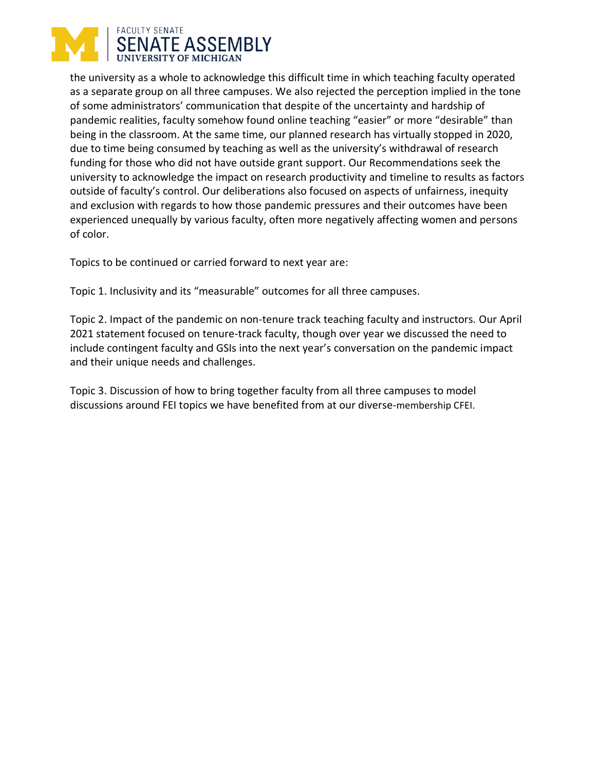the university as a whole to acknowledge this difficult time in which teaching faculty operated as a separate group on all three campuses. We also rejected the perception implied in the tone of some administrators' communication that despite of the uncertainty and hardship of pandemic realities, faculty somehow found online teaching "easier" or more "desirable" than being in the classroom. At the same time, our planned research has virtually stopped in 2020, due to time being consumed by teaching as well as the university's withdrawal of research funding for those who did not have outside grant support. Our Recommendations seek the university to acknowledge the impact on research productivity and timeline to results as factors outside of faculty's control. Our deliberations also focused on aspects of unfairness, inequity and exclusion with regards to how those pandemic pressures and their outcomes have been experienced unequally by various faculty, often more negatively affecting women and persons of color.

Topics to be continued or carried forward to next year are:

Topic 1. Inclusivity and its "measurable" outcomes for all three campuses.

Topic 2. Impact of the pandemic on non-tenure track teaching faculty and instructors. Our April 2021 statement focused on tenure-track faculty, though over year we discussed the need to include contingent faculty and GSIs into the next year's conversation on the pandemic impact and their unique needs and challenges.

Topic 3. Discussion of how to bring together faculty from all three campuses to model discussions around FEI topics we have benefited from at our diverse-membership CFEI.